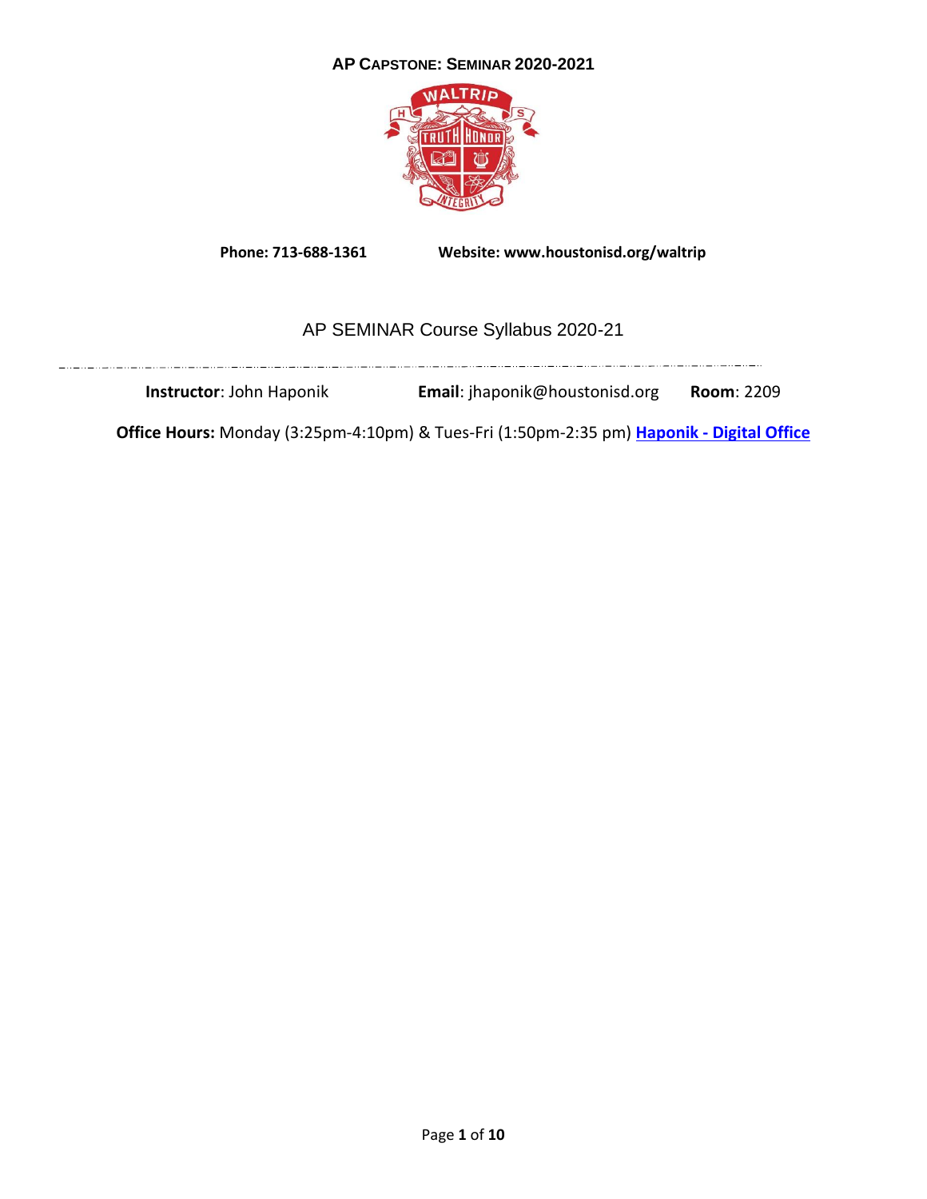# AP CAPSTONE: SEMINAR 2020-2021

**Phone: 713-688-1361** **Website: www.houstonisd.org/waltrip**

## AP SEMINAR Course Syllabus 2020-21

**Instructor**: John Haponik **Email**: jhaponik@houstonisd.org **Room**: 2209

**Office Hours:** Monday (3:25pm-4:10pm) & Tues-Fri (1:50pm-2:35 pm) **Haponik - Digital Office**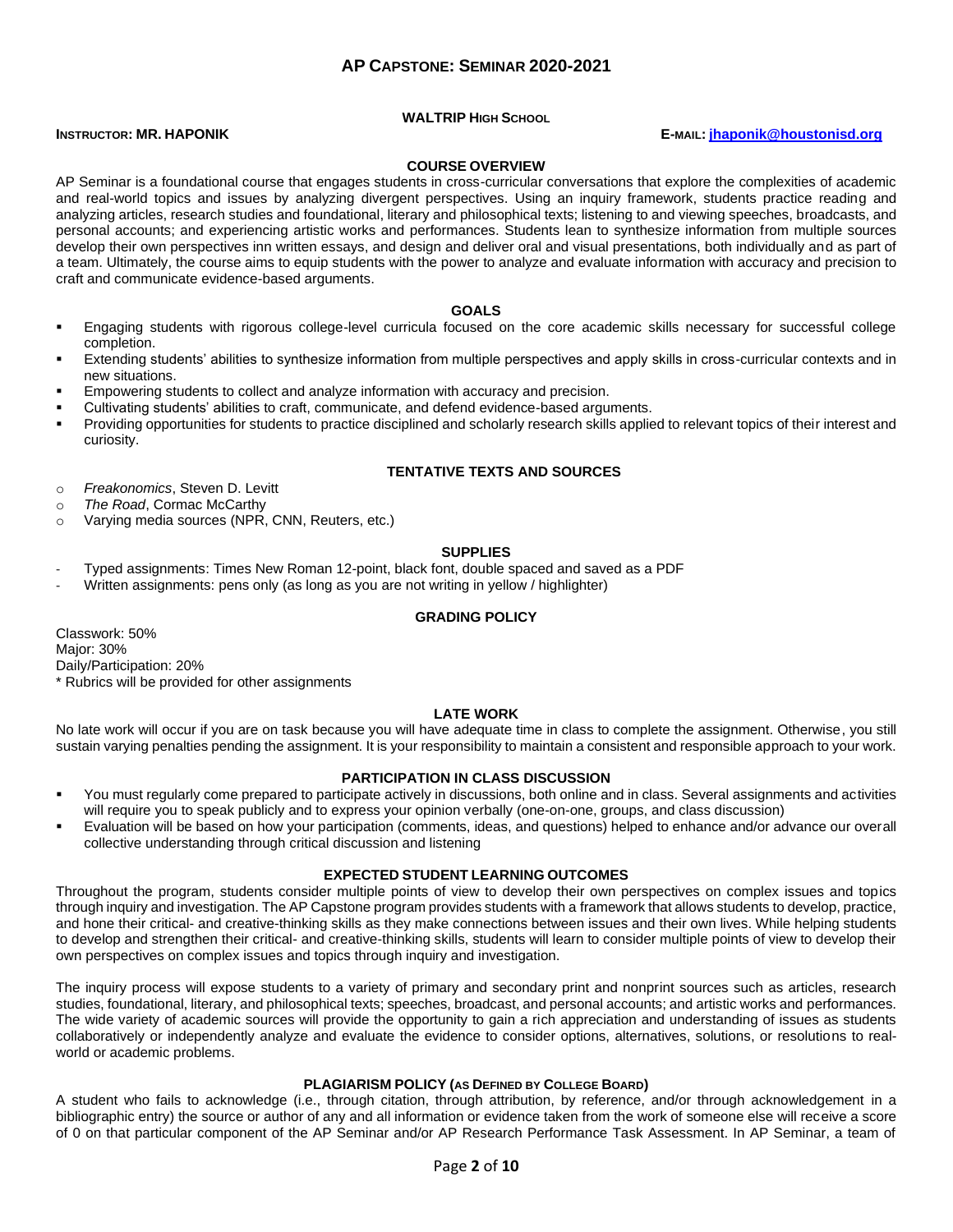# AP Capstone: Seminar 2020-2021

**WALTRIP HIGH SCHOOL**

**INSTRUCTOR: MR. HAPONIK** **E-MAIL: jhaponik@houstonisd.org**

## COURSE OVERVIEW

AP Seminar is a foundational course that engages students in cross-curricular conversations that explore the complexities of academic and real-world topics and issues by analyzing divergent perspectives. Using an inquiry framework, students practice reading and analyzing articles, research studies and foundational, literary and philosophical texts; listening to and viewing speeches, broadcasts, and personal accounts; and experiencing artistic works and performances. Students lean to synthesize information from multiple sources develop their own perspectives inn written essays, and design and deliver oral and visual presentations, both individually and as part of a team. Ultimately, the course aims to equip students with the power to analyze and evaluate information with accuracy and precision to craft and communicate evidence-based arguments.

## GOALS

- Engaging students with rigorous college-level curricula focused on the core academic skills necessary for successful college completion.
- Extending students' abilities to synthesize information from multiple perspectives and apply skills in cross-curricular contexts and in new situations.
- Empowering students to collect and analyze information with accuracy and precision.
- Cultivating students' abilities to craft, communicate, and defend evidence-based arguments.
- Providing opportunities for students to practice disciplined and scholarly research skills applied to relevant topics of their interest and curiosity.

## TENTATIVE TEXTS AND SOURCES

- *Freakonomics*, Steven D. Levitt
- *The Road*, Cormac McCarthy
- Varying media sources (NPR, CNN, Reuters, etc.)

## SUPPLIES

- Typed assignments: Times New Roman 12-point, black font, double spaced and saved as a PDF
- Written assignments: pens only (as long as you are not writing in yellow / highlighter)

## GRADING POLICY

Classwork: 50%
Major: 30%
Daily/Participation: 20%
* Rubrics will be provided for other assignments

## LATE WORK

No late work will occur if you are on task because you will have adequate time in class to complete the assignment. Otherwise, you still sustain varying penalties pending the assignment. It is your responsibility to maintain a consistent and responsible approach to your work.

## PARTICIPATION IN CLASS DISCUSSION

- You must regularly come prepared to participate actively in discussions, both online and in class. Several assignments and activities will require you to speak publicly and to express your opinion verbally (one-on-one, groups, and class discussion)
- Evaluation will be based on how your participation (comments, ideas, and questions) helped to enhance and/or advance our overall collective understanding through critical discussion and listening

## EXPECTED STUDENT LEARNING OUTCOMES

Throughout the program, students consider multiple points of view to develop their own perspectives on complex issues and topics through inquiry and investigation. The AP Capstone program provides students with a framework that allows students to develop, practice, and hone their critical- and creative-thinking skills as they make connections between issues and their own lives. While helping students to develop and strengthen their critical- and creative-thinking skills, students will learn to consider multiple points of view to develop their own perspectives on complex issues and topics through inquiry and investigation.

The inquiry process will expose students to a variety of primary and secondary print and nonprint sources such as articles, research studies, foundational, literary, and philosophical texts; speeches, broadcast, and personal accounts; and artistic works and performances. The wide variety of academic sources will provide the opportunity to gain a rich appreciation and understanding of issues as students collaboratively or independently analyze and evaluate the evidence to consider options, alternatives, solutions, or resolutions to real-world or academic problems.

## PLAGIARISM POLICY (AS DEFINED BY COLLEGE BOARD)

A student who fails to acknowledge (i.e., through citation, through attribution, by reference, and/or through acknowledgement in a bibliographic entry) the source or author of any and all information or evidence taken from the work of someone else will receive a score of 0 on that particular component of the AP Seminar and/or AP Research Performance Task Assessment. In AP Seminar, a team of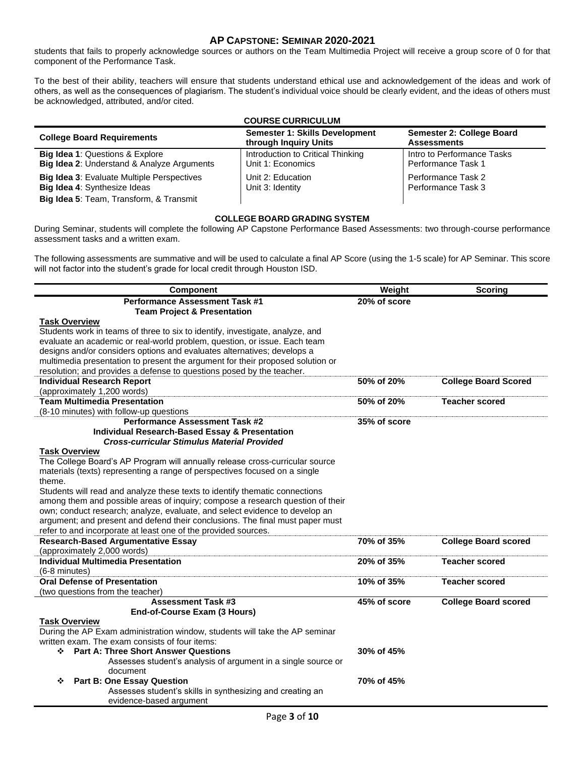students that fails to properly acknowledge sources or authors on the Team Multimedia Project will receive a group score of 0 for that component of the Performance Task.

To the best of their ability, teachers will ensure that students understand ethical use and acknowledgement of the ideas and work of others, as well as the consequences of plagiarism. The student's individual voice should be clearly evident, and the ideas of others must be acknowledged, attributed, and/or cited.

## COURSE CURRICULUM

| College Board Requirements | Semester 1: Skills Development through Inquiry Units | Semester 2: College Board Assessments |
|---|---|---|
| **Big Idea 1**: Questions & Explore<br>**Big Idea 2**: Understand & Analyze Arguments | Introduction to Critical Thinking<br>Unit 1: Economics | Intro to Performance Tasks<br>Performance Task 1 |
| **Big Idea 3**: Evaluate Multiple Perspectives<br>**Big Idea 4**: Synthesize Ideas<br>**Big Idea 5**: Team, Transform, & Transmit | Unit 2: Education<br>Unit 3: Identity | Performance Task 2<br>Performance Task 3 |

## COLLEGE BOARD GRADING SYSTEM

During Seminar, students will complete the following AP Capstone Performance Based Assessments: two through-course performance assessment tasks and a written exam.

The following assessments are summative and will be used to calculate a final AP Score (using the 1-5 scale) for AP Seminar. This score will not factor into the student's grade for local credit through Houston ISD.

| Component | Weight | Scoring |
|---|---|---|
| **Performance Assessment Task #1**<br>**Team Project & Presentation** | **20% of score** | |
| **Task Overview**<br>Students work in teams of three to six to identify, investigate, analyze, and evaluate an academic or real-world problem, question, or issue. Each team designs and/or considers options and evaluates alternatives; develops a multimedia presentation to present the argument for their proposed solution or resolution; and provides a defense to questions posed by the teacher. | | |
| **Individual Research Report**<br>(approximately 1,200 words) | **50% of 20%** | **College Board Scored** |
| **Team Multimedia Presentation**<br>(8-10 minutes) with follow-up questions | **50% of 20%** | **Teacher scored** |
| **Performance Assessment Task #2**<br>**Individual Research-Based Essay & Presentation**<br>***Cross-curricular Stimulus Material Provided*** | **35% of score** | |
| **Task Overview**<br>The College Board's AP Program will annually release cross-curricular source materials (texts) representing a range of perspectives focused on a single theme.<br>Students will read and analyze these texts to identify thematic connections among them and possible areas of inquiry; compose a research question of their own; conduct research; analyze, evaluate, and select evidence to develop an argument; and present and defend their conclusions. The final must paper must refer to and incorporate at least one of the provided sources. | | |
| **Research-Based Argumentative Essay**<br>(approximately 2,000 words) | **70% of 35%** | **College Board scored** |
| **Individual Multimedia Presentation**<br>(6-8 minutes) | **20% of 35%** | **Teacher scored** |
| **Oral Defense of Presentation**<br>(two questions from the teacher) | **10% of 35%** | **Teacher scored** |
| **Assessment Task #3**<br>**End-of-Course Exam (3 Hours)** | **45% of score** | **College Board scored** |
| **Task Overview**<br>During the AP Exam administration window, students will take the AP seminar written exam. The exam consists of four items: | | |
| ❖ **Part A: Three Short Answer Questions**<br>Assesses student's analysis of argument in a single source or document | **30% of 45%** | |
| ❖ **Part B: One Essay Question**<br>Assesses student's skills in synthesizing and creating an evidence-based argument | **70% of 45%** | |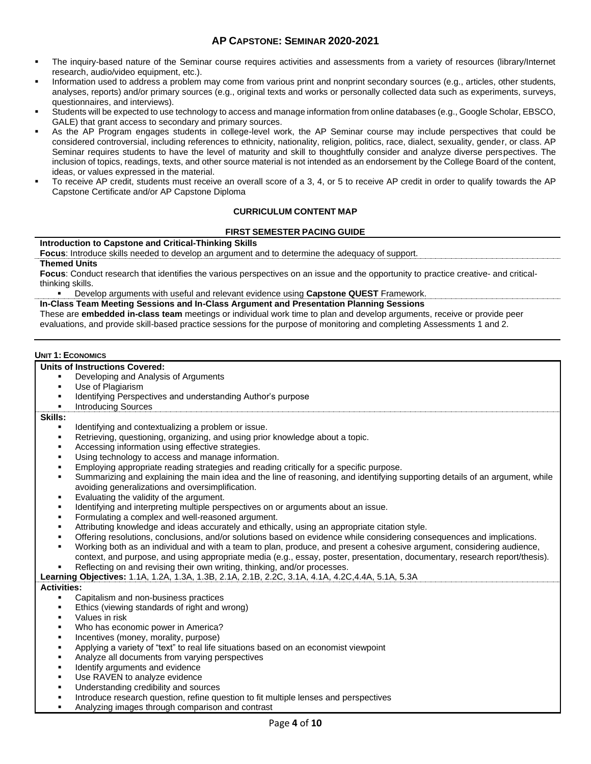# AP CAPSTONE: SEMINAR 2020-2021

- The inquiry-based nature of the Seminar course requires activities and assessments from a variety of resources (library/Internet research, audio/video equipment, etc.).
- Information used to address a problem may come from various print and nonprint secondary sources (e.g., articles, other students, analyses, reports) and/or primary sources (e.g., original texts and works or personally collected data such as experiments, surveys, questionnaires, and interviews).
- Students will be expected to use technology to access and manage information from online databases (e.g., Google Scholar, EBSCO, GALE) that grant access to secondary and primary sources.
- As the AP Program engages students in college-level work, the AP Seminar course may include perspectives that could be considered controversial, including references to ethnicity, nationality, religion, politics, race, dialect, sexuality, gender, or class. AP Seminar requires students to have the level of maturity and skill to thoughtfully consider and analyze diverse perspectives. The inclusion of topics, readings, texts, and other source material is not intended as an endorsement by the College Board of the content, ideas, or values expressed in the material.
- To receive AP credit, students must receive an overall score of a 3, 4, or 5 to receive AP credit in order to qualify towards the AP Capstone Certificate and/or AP Capstone Diploma

## CURRICULUM CONTENT MAP

### FIRST SEMESTER PACING GUIDE

**Introduction to Capstone and Critical-Thinking Skills**

**Focus**: Introduce skills needed to develop an argument and to determine the adequacy of support.

**Themed Units**

**Focus**: Conduct research that identifies the various perspectives on an issue and the opportunity to practice creative- and critical-thinking skills.

- Develop arguments with useful and relevant evidence using **Capstone QUEST** Framework.

**In-Class Team Meeting Sessions and In-Class Argument and Presentation Planning Sessions**

These are **embedded in-class team** meetings or individual work time to plan and develop arguments, receive or provide peer evaluations, and provide skill-based practice sessions for the purpose of monitoring and completing Assessments 1 and 2.

### UNIT 1: ECONOMICS

**Units of Instructions Covered:**

- Developing and Analysis of Arguments
- Use of Plagiarism
- Identifying Perspectives and understanding Author's purpose
- Introducing Sources

**Skills:**

- Identifying and contextualizing a problem or issue.
- Retrieving, questioning, organizing, and using prior knowledge about a topic.
- Accessing information using effective strategies.
- Using technology to access and manage information.
- Employing appropriate reading strategies and reading critically for a specific purpose.
- Summarizing and explaining the main idea and the line of reasoning, and identifying supporting details of an argument, while avoiding generalizations and oversimplification.
- Evaluating the validity of the argument.
- Identifying and interpreting multiple perspectives on or arguments about an issue.
- Formulating a complex and well-reasoned argument.
- Attributing knowledge and ideas accurately and ethically, using an appropriate citation style.
- Offering resolutions, conclusions, and/or solutions based on evidence while considering consequences and implications.
- Working both as an individual and with a team to plan, produce, and present a cohesive argument, considering audience, context, and purpose, and using appropriate media (e.g., essay, poster, presentation, documentary, research report/thesis).
- Reflecting on and revising their own writing, thinking, and/or processes.

**Learning Objectives:** 1.1A, 1.2A, 1.3A, 1.3B, 2.1A, 2.1B, 2.2C, 3.1A, 4.1A, 4.2C,4.4A, 5.1A, 5.3A

**Activities:**

- Capitalism and non-business practices
- Ethics (viewing standards of right and wrong)
- Values in risk
- Who has economic power in America?
- Incentives (money, morality, purpose)
- Applying a variety of "text" to real life situations based on an economist viewpoint
- Analyze all documents from varying perspectives
- Identify arguments and evidence
- Use RAVEN to analyze evidence
- Understanding credibility and sources
- Introduce research question, refine question to fit multiple lenses and perspectives
- Analyzing images through comparison and contrast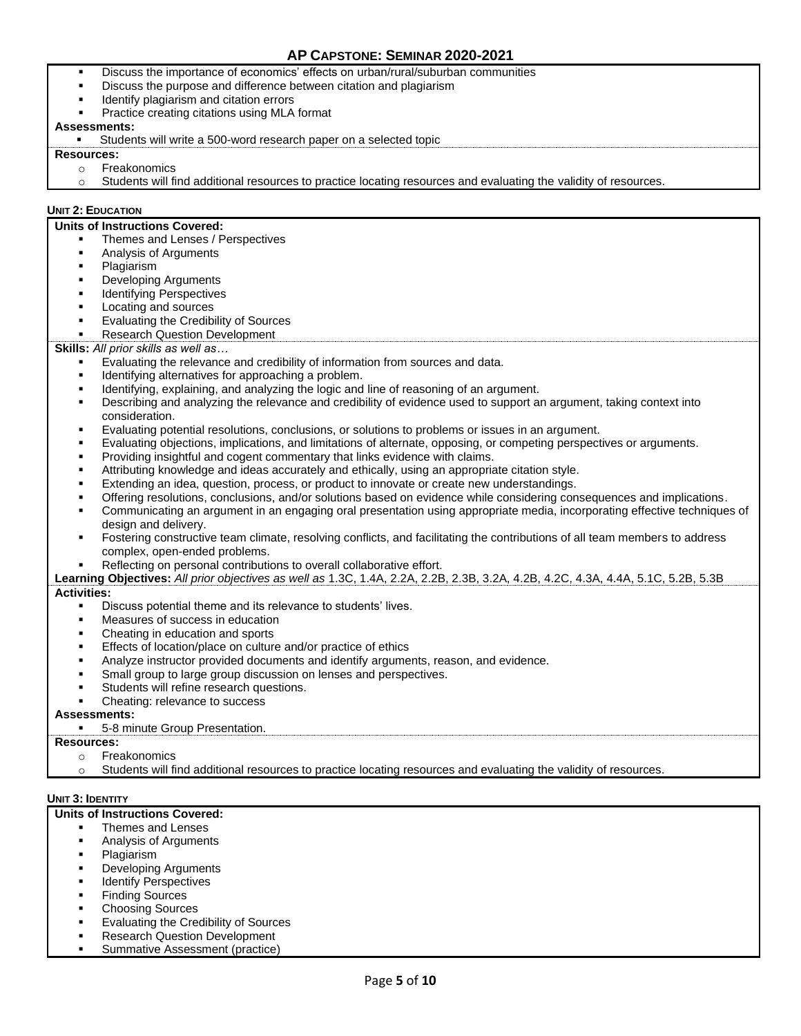- Discuss the importance of economics' effects on urban/rural/suburban communities
- Discuss the purpose and difference between citation and plagiarism
- Identify plagiarism and citation errors
- Practice creating citations using MLA format

**Assessments:**

- Students will write a 500-word research paper on a selected topic

**Resources:**

- Freakonomics
- Students will find additional resources to practice locating resources and evaluating the validity of resources.

#### UNIT 2: EDUCATION

**Units of Instructions Covered:**

- Themes and Lenses / Perspectives
- Analysis of Arguments
- Plagiarism
- Developing Arguments
- Identifying Perspectives
- Locating and sources
- Evaluating the Credibility of Sources
- Research Question Development

**Skills:** *All prior skills as well as…*

- Evaluating the relevance and credibility of information from sources and data.
- Identifying alternatives for approaching a problem.
- Identifying, explaining, and analyzing the logic and line of reasoning of an argument.
- Describing and analyzing the relevance and credibility of evidence used to support an argument, taking context into consideration.
- Evaluating potential resolutions, conclusions, or solutions to problems or issues in an argument.
- Evaluating objections, implications, and limitations of alternate, opposing, or competing perspectives or arguments.
- Providing insightful and cogent commentary that links evidence with claims.
- Attributing knowledge and ideas accurately and ethically, using an appropriate citation style.
- Extending an idea, question, process, or product to innovate or create new understandings.
- Offering resolutions, conclusions, and/or solutions based on evidence while considering consequences and implications.
- Communicating an argument in an engaging oral presentation using appropriate media, incorporating effective techniques of design and delivery.
- Fostering constructive team climate, resolving conflicts, and facilitating the contributions of all team members to address complex, open-ended problems.
- Reflecting on personal contributions to overall collaborative effort.

**Learning Objectives:** *All prior objectives as well as* 1.3C, 1.4A, 2.2A, 2.2B, 2.3B, 3.2A, 4.2B, 4.2C, 4.3A, 4.4A, 5.1C, 5.2B, 5.3B

**Activities:**

- Discuss potential theme and its relevance to students' lives.
- Measures of success in education
- Cheating in education and sports
- Effects of location/place on culture and/or practice of ethics
- Analyze instructor provided documents and identify arguments, reason, and evidence.
- Small group to large group discussion on lenses and perspectives.
- Students will refine research questions.
- Cheating: relevance to success

**Assessments:**

- 5-8 minute Group Presentation.

**Resources:**

- Freakonomics
- Students will find additional resources to practice locating resources and evaluating the validity of resources.

#### UNIT 3: IDENTITY

**Units of Instructions Covered:**

- Themes and Lenses
- Analysis of Arguments
- Plagiarism
- Developing Arguments
- Identify Perspectives
- Finding Sources
- Choosing Sources
- Evaluating the Credibility of Sources
- Research Question Development
- Summative Assessment (practice)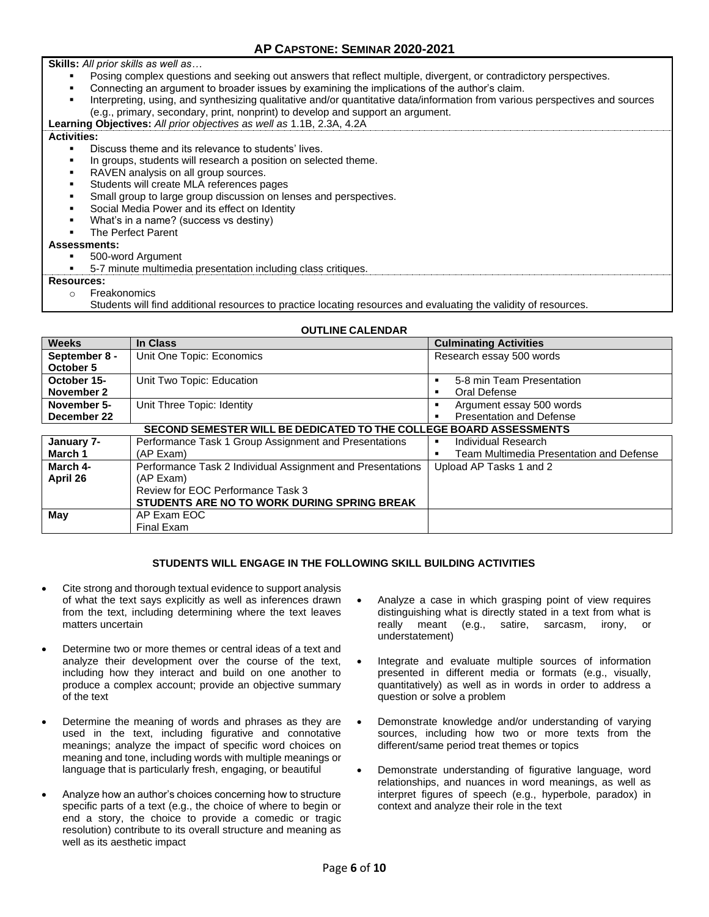## AP CAPSTONE: SEMINAR 2020-2021

**Skills:** *All prior skills as well as…*

- Posing complex questions and seeking out answers that reflect multiple, divergent, or contradictory perspectives.
- Connecting an argument to broader issues by examining the implications of the author's claim.
- Interpreting, using, and synthesizing qualitative and/or quantitative data/information from various perspectives and sources (e.g., primary, secondary, print, nonprint) to develop and support an argument.

**Learning Objectives:** *All prior objectives as well as* 1.1B, 2.3A, 4.2A

**Activities:**

- Discuss theme and its relevance to students' lives.
- In groups, students will research a position on selected theme.
- RAVEN analysis on all group sources.
- Students will create MLA references pages
- Small group to large group discussion on lenses and perspectives.
- Social Media Power and its effect on Identity
- What's in a name? (success vs destiny)
- The Perfect Parent

**Assessments:**

- 500-word Argument
- 5-7 minute multimedia presentation including class critiques.

**Resources:**

- Freakonomics

Students will find additional resources to practice locating resources and evaluating the validity of resources.

**OUTLINE CALENDAR**

| Weeks | In Class | Culminating Activities |
|---|---|---|
| September 8 - October 5 | Unit One Topic: Economics | Research essay 500 words |
| October 15- November 2 | Unit Two Topic: Education | ▪ 5-8 min Team Presentation<br>▪ Oral Defense |
| November 5- December 22 | Unit Three Topic: Identity | ▪ Argument essay 500 words<br>▪ Presentation and Defense |
| **SECOND SEMESTER WILL BE DEDICATED TO THE COLLEGE BOARD ASSESSMENTS** | | |
| January 7- March 1 | Performance Task 1 Group Assignment and Presentations (AP Exam) | ▪ Individual Research<br>▪ Team Multimedia Presentation and Defense |
| March 4- April 26 | Performance Task 2 Individual Assignment and Presentations (AP Exam)<br>Review for EOC Performance Task 3<br>**STUDENTS ARE NO TO WORK DURING SPRING BREAK** | Upload AP Tasks 1 and 2 |
| May | AP Exam EOC<br>Final Exam | |

**STUDENTS WILL ENGAGE IN THE FOLLOWING SKILL BUILDING ACTIVITIES**

- Cite strong and thorough textual evidence to support analysis of what the text says explicitly as well as inferences drawn from the text, including determining where the text leaves matters uncertain
- Determine two or more themes or central ideas of a text and analyze their development over the course of the text, including how they interact and build on one another to produce a complex account; provide an objective summary of the text
- Determine the meaning of words and phrases as they are used in the text, including figurative and connotative meanings; analyze the impact of specific word choices on meaning and tone, including words with multiple meanings or language that is particularly fresh, engaging, or beautiful
- Analyze how an author's choices concerning how to structure specific parts of a text (e.g., the choice of where to begin or end a story, the choice to provide a comedic or tragic resolution) contribute to its overall structure and meaning as well as its aesthetic impact
- Analyze a case in which grasping point of view requires distinguishing what is directly stated in a text from what is really meant (e.g., satire, sarcasm, irony, or understatement)
- Integrate and evaluate multiple sources of information presented in different media or formats (e.g., visually, quantitatively) as well as in words in order to address a question or solve a problem
- Demonstrate knowledge and/or understanding of varying sources, including how two or more texts from the different/same period treat themes or topics
- Demonstrate understanding of figurative language, word relationships, and nuances in word meanings, as well as interpret figures of speech (e.g., hyperbole, paradox) in context and analyze their role in the text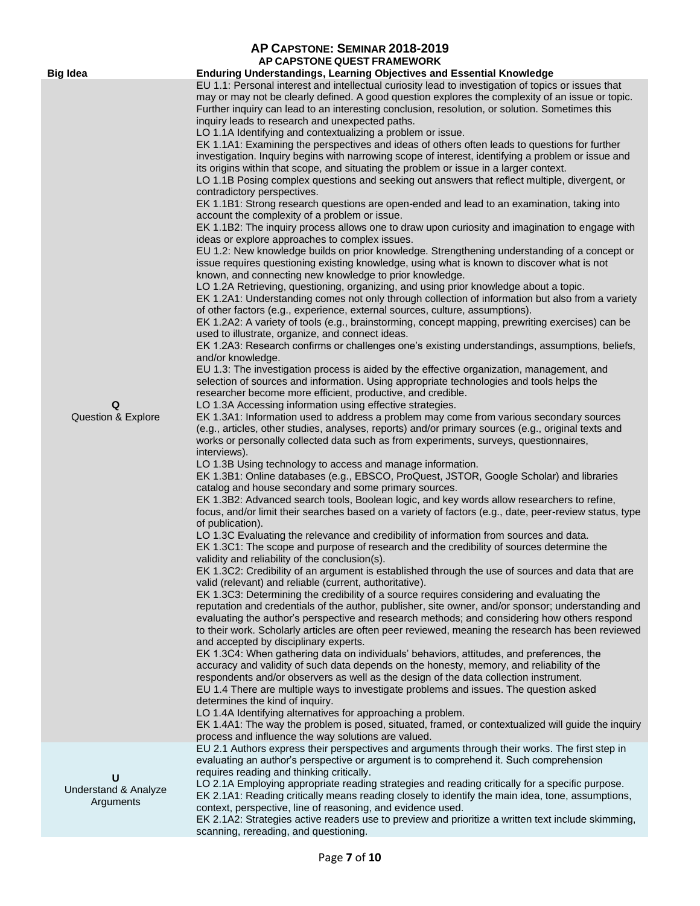# AP CAPSTONE: SEMINAR 2018-2019

## AP CAPSTONE QUEST FRAMEWORK

| Big Idea | Enduring Understandings, Learning Objectives and Essential Knowledge |
|---|---|
| **Q**<br>Question & Explore | EU 1.1: Personal interest and intellectual curiosity lead to investigation of topics or issues that may or may not be clearly defined. A good question explores the complexity of an issue or topic. Further inquiry can lead to an interesting conclusion, resolution, or solution. Sometimes this inquiry leads to research and unexpected paths.<br>LO 1.1A Identifying and contextualizing a problem or issue.<br>EK 1.1A1: Examining the perspectives and ideas of others often leads to questions for further investigation. Inquiry begins with narrowing scope of interest, identifying a problem or issue and its origins within that scope, and situating the problem or issue in a larger context.<br>LO 1.1B Posing complex questions and seeking out answers that reflect multiple, divergent, or contradictory perspectives.<br>EK 1.1B1: Strong research questions are open-ended and lead to an examination, taking into account the complexity of a problem or issue.<br>EK 1.1B2: The inquiry process allows one to draw upon curiosity and imagination to engage with ideas or explore approaches to complex issues.<br>EU 1.2: New knowledge builds on prior knowledge. Strengthening understanding of a concept or issue requires questioning existing knowledge, using what is known to discover what is not known, and connecting new knowledge to prior knowledge.<br>LO 1.2A Retrieving, questioning, organizing, and using prior knowledge about a topic.<br>EK 1.2A1: Understanding comes not only through collection of information but also from a variety of other factors (e.g., experience, external sources, culture, assumptions).<br>EK 1.2A2: A variety of tools (e.g., brainstorming, concept mapping, prewriting exercises) can be used to illustrate, organize, and connect ideas.<br>EK 1.2A3: Research confirms or challenges one's existing understandings, assumptions, beliefs, and/or knowledge.<br>EU 1.3: The investigation process is aided by the effective organization, management, and selection of sources and information. Using appropriate technologies and tools helps the researcher become more efficient, productive, and credible.<br>LO 1.3A Accessing information using effective strategies.<br>EK 1.3A1: Information used to address a problem may come from various secondary sources (e.g., articles, other studies, analyses, reports) and/or primary sources (e.g., original texts and works or personally collected data such as from experiments, surveys, questionnaires, interviews).<br>LO 1.3B Using technology to access and manage information.<br>EK 1.3B1: Online databases (e.g., EBSCO, ProQuest, JSTOR, Google Scholar) and libraries catalog and house secondary and some primary sources.<br>EK 1.3B2: Advanced search tools, Boolean logic, and key words allow researchers to refine, focus, and/or limit their searches based on a variety of factors (e.g., date, peer-review status, type of publication).<br>LO 1.3C Evaluating the relevance and credibility of information from sources and data.<br>EK 1.3C1: The scope and purpose of research and the credibility of sources determine the validity and reliability of the conclusion(s).<br>EK 1.3C2: Credibility of an argument is established through the use of sources and data that are valid (relevant) and reliable (current, authoritative).<br>EK 1.3C3: Determining the credibility of a source requires considering and evaluating the reputation and credentials of the author, publisher, site owner, and/or sponsor; understanding and evaluating the author's perspective and research methods; and considering how others respond to their work. Scholarly articles are often peer reviewed, meaning the research has been reviewed and accepted by disciplinary experts.<br>EK 1.3C4: When gathering data on individuals' behaviors, attitudes, and preferences, the accuracy and validity of such data depends on the honesty, memory, and reliability of the respondents and/or observers as well as the design of the data collection instrument.<br>EU 1.4 There are multiple ways to investigate problems and issues. The question asked determines the kind of inquiry.<br>LO 1.4A Identifying alternatives for approaching a problem.<br>EK 1.4A1: The way the problem is posed, situated, framed, or contextualized will guide the inquiry process and influence the way solutions are valued. |
| **U**<br>Understand & Analyze Arguments | EU 2.1 Authors express their perspectives and arguments through their works. The first step in evaluating an author's perspective or argument is to comprehend it. Such comprehension requires reading and thinking critically.<br>LO 2.1A Employing appropriate reading strategies and reading critically for a specific purpose.<br>EK 2.1A1: Reading critically means reading closely to identify the main idea, tone, assumptions, context, perspective, line of reasoning, and evidence used.<br>EK 2.1A2: Strategies active readers use to preview and prioritize a written text include skimming, scanning, rereading, and questioning. |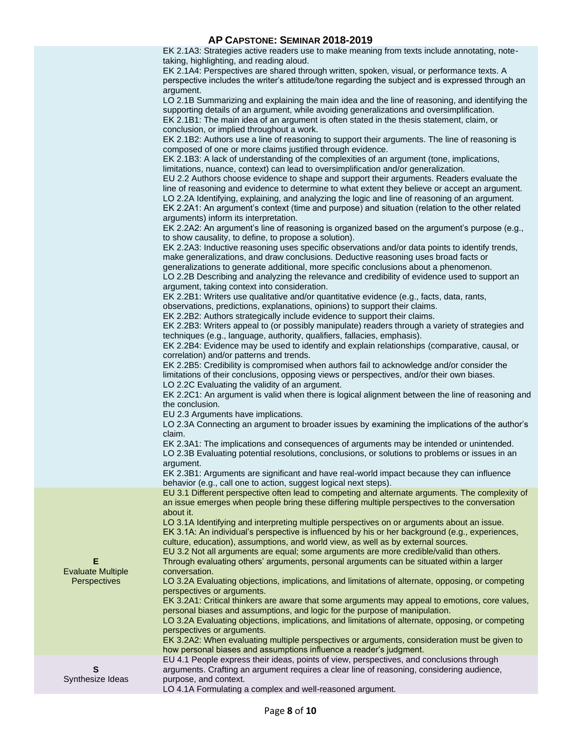| | |
|---|---|
| | EK 2.1A3: Strategies active readers use to make meaning from texts include annotating, note-taking, highlighting, and reading aloud.<br>EK 2.1A4: Perspectives are shared through written, spoken, visual, or performance texts. A perspective includes the writer's attitude/tone regarding the subject and is expressed through an argument.<br>LO 2.1B Summarizing and explaining the main idea and the line of reasoning, and identifying the supporting details of an argument, while avoiding generalizations and oversimplification.<br>EK 2.1B1: The main idea of an argument is often stated in the thesis statement, claim, or conclusion, or implied throughout a work.<br>EK 2.1B2: Authors use a line of reasoning to support their arguments. The line of reasoning is composed of one or more claims justified through evidence.<br>EK 2.1B3: A lack of understanding of the complexities of an argument (tone, implications, limitations, nuance, context) can lead to oversimplification and/or generalization.<br>EU 2.2 Authors choose evidence to shape and support their arguments. Readers evaluate the line of reasoning and evidence to determine to what extent they believe or accept an argument.<br>LO 2.2A Identifying, explaining, and analyzing the logic and line of reasoning of an argument.<br>EK 2.2A1: An argument's context (time and purpose) and situation (relation to the other related arguments) inform its interpretation.<br>EK 2.2A2: An argument's line of reasoning is organized based on the argument's purpose (e.g., to show causality, to define, to propose a solution).<br>EK 2.2A3: Inductive reasoning uses specific observations and/or data points to identify trends, make generalizations, and draw conclusions. Deductive reasoning uses broad facts or generalizations to generate additional, more specific conclusions about a phenomenon.<br>LO 2.2B Describing and analyzing the relevance and credibility of evidence used to support an argument, taking context into consideration.<br>EK 2.2B1: Writers use qualitative and/or quantitative evidence (e.g., facts, data, rants, observations, predictions, explanations, opinions) to support their claims.<br>EK 2.2B2: Authors strategically include evidence to support their claims.<br>EK 2.2B3: Writers appeal to (or possibly manipulate) readers through a variety of strategies and techniques (e.g., language, authority, qualifiers, fallacies, emphasis).<br>EK 2.2B4: Evidence may be used to identify and explain relationships (comparative, causal, or correlation) and/or patterns and trends.<br>EK 2.2B5: Credibility is compromised when authors fail to acknowledge and/or consider the limitations of their conclusions, opposing views or perspectives, and/or their own biases.<br>LO 2.2C Evaluating the validity of an argument.<br>EK 2.2C1: An argument is valid when there is logical alignment between the line of reasoning and the conclusion.<br>EU 2.3 Arguments have implications.<br>LO 2.3A Connecting an argument to broader issues by examining the implications of the author's claim.<br>EK 2.3A1: The implications and consequences of arguments may be intended or unintended.<br>LO 2.3B Evaluating potential resolutions, conclusions, or solutions to problems or issues in an argument.<br>EK 2.3B1: Arguments are significant and have real-world impact because they can influence behavior (e.g., call one to action, suggest logical next steps). |
| **E**<br>Evaluate Multiple Perspectives | EU 3.1 Different perspective often lead to competing and alternate arguments. The complexity of an issue emerges when people bring these differing multiple perspectives to the conversation about it.<br>LO 3.1A Identifying and interpreting multiple perspectives on or arguments about an issue.<br>EK 3.1A: An individual's perspective is influenced by his or her background (e.g., experiences, culture, education), assumptions, and world view, as well as by external sources.<br>EU 3.2 Not all arguments are equal; some arguments are more credible/valid than others. Through evaluating others' arguments, personal arguments can be situated within a larger conversation.<br>LO 3.2A Evaluating objections, implications, and limitations of alternate, opposing, or competing perspectives or arguments.<br>EK 3.2A1: Critical thinkers are aware that some arguments may appeal to emotions, core values, personal biases and assumptions, and logic for the purpose of manipulation.<br>LO 3.2A Evaluating objections, implications, and limitations of alternate, opposing, or competing perspectives or arguments.<br>EK 3.2A2: When evaluating multiple perspectives or arguments, consideration must be given to how personal biases and assumptions influence a reader's judgment. |
| **S**<br>Synthesize Ideas | EU 4.1 People express their ideas, points of view, perspectives, and conclusions through arguments. Crafting an argument requires a clear line of reasoning, considering audience, purpose, and context.<br>LO 4.1A Formulating a complex and well-reasoned argument. |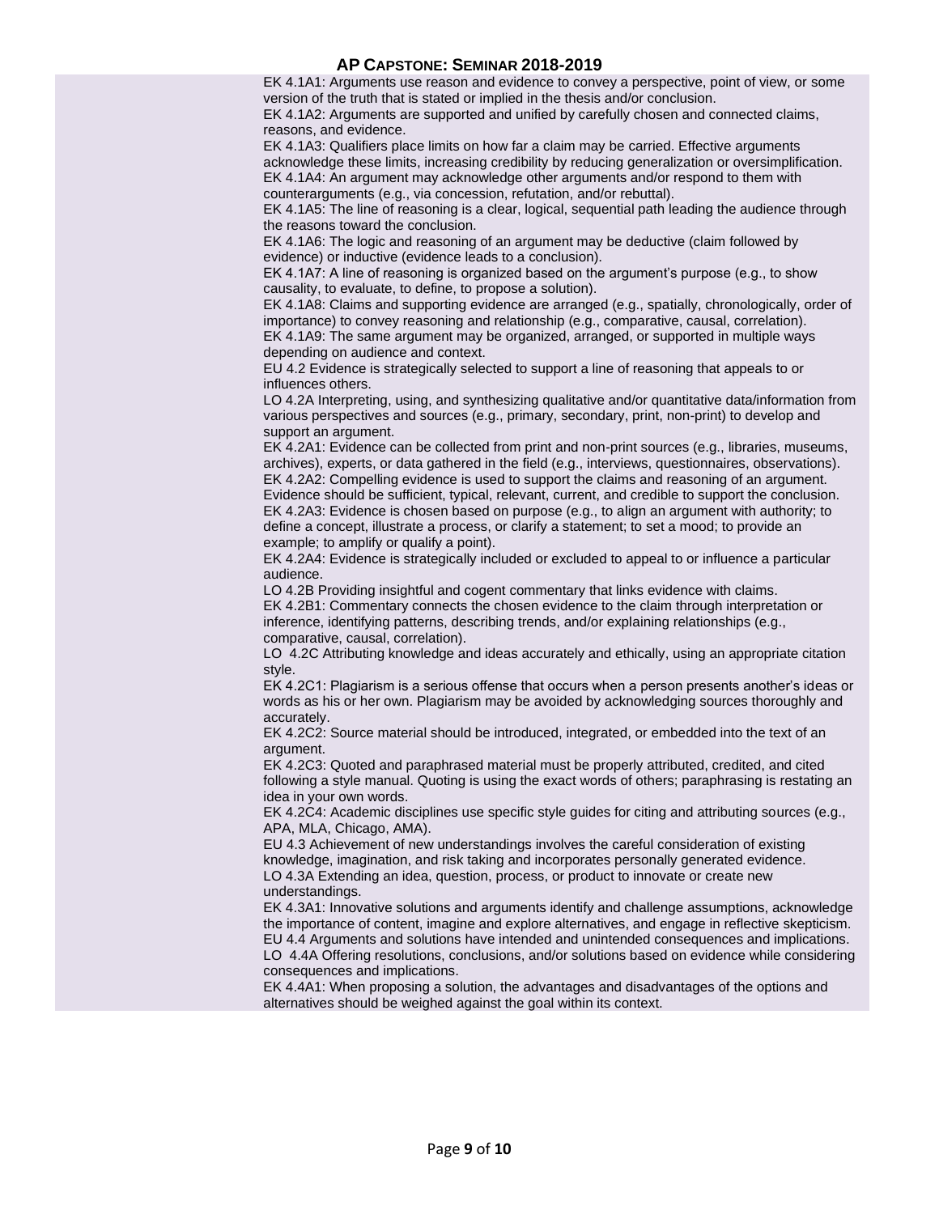EK 4.1A1: Arguments use reason and evidence to convey a perspective, point of view, or some version of the truth that is stated or implied in the thesis and/or conclusion.

EK 4.1A2: Arguments are supported and unified by carefully chosen and connected claims, reasons, and evidence.

EK 4.1A3: Qualifiers place limits on how far a claim may be carried. Effective arguments acknowledge these limits, increasing credibility by reducing generalization or oversimplification.

EK 4.1A4: An argument may acknowledge other arguments and/or respond to them with counterarguments (e.g., via concession, refutation, and/or rebuttal).

EK 4.1A5: The line of reasoning is a clear, logical, sequential path leading the audience through the reasons toward the conclusion.

EK 4.1A6: The logic and reasoning of an argument may be deductive (claim followed by evidence) or inductive (evidence leads to a conclusion).

EK 4.1A7: A line of reasoning is organized based on the argument's purpose (e.g., to show causality, to evaluate, to define, to propose a solution).

EK 4.1A8: Claims and supporting evidence are arranged (e.g., spatially, chronologically, order of importance) to convey reasoning and relationship (e.g., comparative, causal, correlation).

EK 4.1A9: The same argument may be organized, arranged, or supported in multiple ways depending on audience and context.

EU 4.2 Evidence is strategically selected to support a line of reasoning that appeals to or influences others.

LO 4.2A Interpreting, using, and synthesizing qualitative and/or quantitative data/information from various perspectives and sources (e.g., primary, secondary, print, non-print) to develop and support an argument.

EK 4.2A1: Evidence can be collected from print and non-print sources (e.g., libraries, museums, archives), experts, or data gathered in the field (e.g., interviews, questionnaires, observations).

EK 4.2A2: Compelling evidence is used to support the claims and reasoning of an argument. Evidence should be sufficient, typical, relevant, current, and credible to support the conclusion.

EK 4.2A3: Evidence is chosen based on purpose (e.g., to align an argument with authority; to define a concept, illustrate a process, or clarify a statement; to set a mood; to provide an example; to amplify or qualify a point).

EK 4.2A4: Evidence is strategically included or excluded to appeal to or influence a particular audience.

LO 4.2B Providing insightful and cogent commentary that links evidence with claims.

EK 4.2B1: Commentary connects the chosen evidence to the claim through interpretation or inference, identifying patterns, describing trends, and/or explaining relationships (e.g., comparative, causal, correlation).

LO 4.2C Attributing knowledge and ideas accurately and ethically, using an appropriate citation style.

EK 4.2C1: Plagiarism is a serious offense that occurs when a person presents another's ideas or words as his or her own. Plagiarism may be avoided by acknowledging sources thoroughly and accurately.

EK 4.2C2: Source material should be introduced, integrated, or embedded into the text of an argument.

EK 4.2C3: Quoted and paraphrased material must be properly attributed, credited, and cited following a style manual. Quoting is using the exact words of others; paraphrasing is restating an idea in your own words.

EK 4.2C4: Academic disciplines use specific style guides for citing and attributing sources (e.g., APA, MLA, Chicago, AMA).

EU 4.3 Achievement of new understandings involves the careful consideration of existing knowledge, imagination, and risk taking and incorporates personally generated evidence.

LO 4.3A Extending an idea, question, process, or product to innovate or create new understandings.

EK 4.3A1: Innovative solutions and arguments identify and challenge assumptions, acknowledge the importance of content, imagine and explore alternatives, and engage in reflective skepticism.

EU 4.4 Arguments and solutions have intended and unintended consequences and implications.

LO 4.4A Offering resolutions, conclusions, and/or solutions based on evidence while considering consequences and implications.

EK 4.4A1: When proposing a solution, the advantages and disadvantages of the options and alternatives should be weighed against the goal within its context.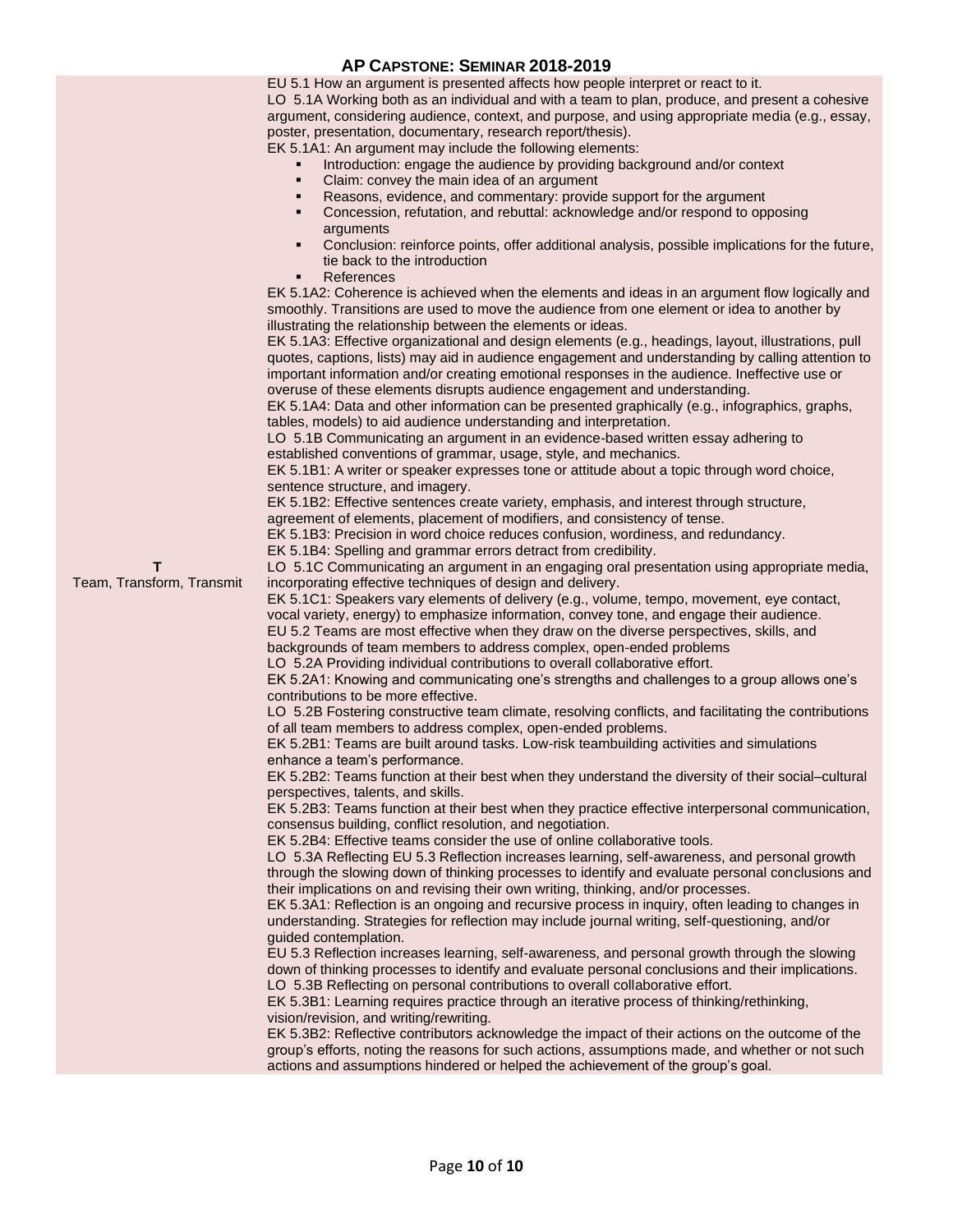| | |
|---|---|
| **T**<br>Team, Transform, Transmit | EU 5.1 How an argument is presented affects how people interpret or react to it.<br>LO 5.1A Working both as an individual and with a team to plan, produce, and present a cohesive argument, considering audience, context, and purpose, and using appropriate media (e.g., essay, poster, presentation, documentary, research report/thesis).<br>EK 5.1A1: An argument may include the following elements:<br>▪ Introduction: engage the audience by providing background and/or context<br>▪ Claim: convey the main idea of an argument<br>▪ Reasons, evidence, and commentary: provide support for the argument<br>▪ Concession, refutation, and rebuttal: acknowledge and/or respond to opposing arguments<br>▪ Conclusion: reinforce points, offer additional analysis, possible implications for the future, tie back to the introduction<br>▪ References<br>EK 5.1A2: Coherence is achieved when the elements and ideas in an argument flow logically and smoothly. Transitions are used to move the audience from one element or idea to another by illustrating the relationship between the elements or ideas.<br>EK 5.1A3: Effective organizational and design elements (e.g., headings, layout, illustrations, pull quotes, captions, lists) may aid in audience engagement and understanding by calling attention to important information and/or creating emotional responses in the audience. Ineffective use or overuse of these elements disrupts audience engagement and understanding.<br>EK 5.1A4: Data and other information can be presented graphically (e.g., infographics, graphs, tables, models) to aid audience understanding and interpretation.<br>LO 5.1B Communicating an argument in an evidence-based written essay adhering to established conventions of grammar, usage, style, and mechanics.<br>EK 5.1B1: A writer or speaker expresses tone or attitude about a topic through word choice, sentence structure, and imagery.<br>EK 5.1B2: Effective sentences create variety, emphasis, and interest through structure, agreement of elements, placement of modifiers, and consistency of tense.<br>EK 5.1B3: Precision in word choice reduces confusion, wordiness, and redundancy.<br>EK 5.1B4: Spelling and grammar errors detract from credibility.<br>LO 5.1C Communicating an argument in an engaging oral presentation using appropriate media, incorporating effective techniques of design and delivery.<br>EK 5.1C1: Speakers vary elements of delivery (e.g., volume, tempo, movement, eye contact, vocal variety, energy) to emphasize information, convey tone, and engage their audience.<br>EU 5.2 Teams are most effective when they draw on the diverse perspectives, skills, and backgrounds of team members to address complex, open-ended problems<br>LO 5.2A Providing individual contributions to overall collaborative effort.<br>EK 5.2A1: Knowing and communicating one's strengths and challenges to a group allows one's contributions to be more effective.<br>LO 5.2B Fostering constructive team climate, resolving conflicts, and facilitating the contributions of all team members to address complex, open-ended problems.<br>EK 5.2B1: Teams are built around tasks. Low-risk teambuilding activities and simulations enhance a team's performance.<br>EK 5.2B2: Teams function at their best when they understand the diversity of their social–cultural perspectives, talents, and skills.<br>EK 5.2B3: Teams function at their best when they practice effective interpersonal communication, consensus building, conflict resolution, and negotiation.<br>EK 5.2B4: Effective teams consider the use of online collaborative tools.<br>LO 5.3A Reflecting EU 5.3 Reflection increases learning, self-awareness, and personal growth through the slowing down of thinking processes to identify and evaluate personal conclusions and their implications on and revising their own writing, thinking, and/or processes.<br>EK 5.3A1: Reflection is an ongoing and recursive process in inquiry, often leading to changes in understanding. Strategies for reflection may include journal writing, self-questioning, and/or guided contemplation.<br>EU 5.3 Reflection increases learning, self-awareness, and personal growth through the slowing down of thinking processes to identify and evaluate personal conclusions and their implications.<br>LO 5.3B Reflecting on personal contributions to overall collaborative effort.<br>EK 5.3B1: Learning requires practice through an iterative process of thinking/rethinking, vision/revision, and writing/rewriting.<br>EK 5.3B2: Reflective contributors acknowledge the impact of their actions on the outcome of the group's efforts, noting the reasons for such actions, assumptions made, and whether or not such actions and assumptions hindered or helped the achievement of the group's goal. |